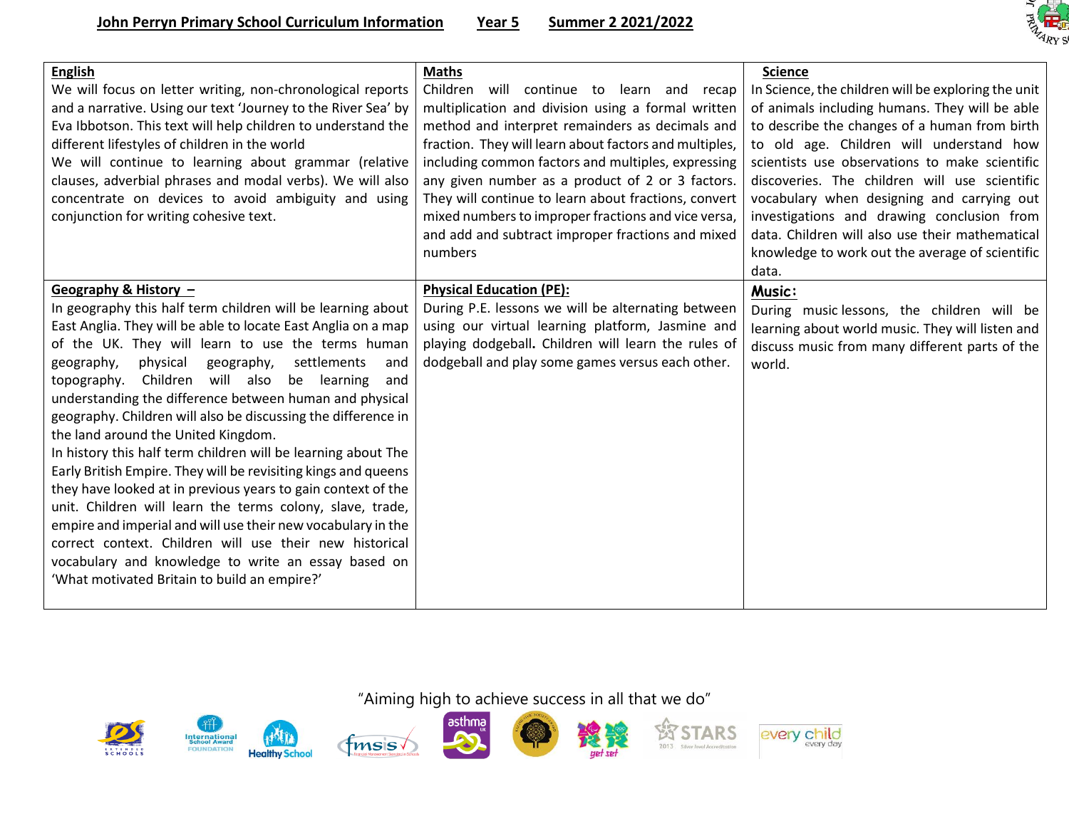# John Perryn Primary School Curriculum Information   Year 5   Summer 2 2021/2022

## English

We will focus on letter writing, non-chronological reports and a narrative. Using our text 'Journey to the River Sea' by Eva Ibbotson. This text will help children to understand the different lifestyles of children in the world

We will continue to learning about grammar (relative clauses, adverbial phrases and modal verbs). We will also concentrate on devices to avoid ambiguity and using conjunction for writing cohesive text.

## Maths

Children will continue to learn and recap multiplication and division using a formal written method and interpret remainders as decimals and fraction. They will learn about factors and multiples, including common factors and multiples, expressing any given number as a product of 2 or 3 factors. They will continue to learn about fractions, convert mixed numbers to improper fractions and vice versa, and add and subtract improper fractions and mixed numbers

## Science

In Science, the children will be exploring the unit of animals including humans. They will be able to describe the changes of a human from birth to old age. Children will understand how scientists use observations to make scientific discoveries. The children will use scientific vocabulary when designing and carrying out investigations and drawing conclusion from data. Children will also use their mathematical knowledge to work out the average of scientific data.

## Geography & History –

In geography this half term children will be learning about East Anglia. They will be able to locate East Anglia on a map of the UK. They will learn to use the terms human geography, physical geography, settlements and topography. Children will also be learning and understanding the difference between human and physical geography. Children will also be discussing the difference in the land around the United Kingdom.

In history this half term children will be learning about The Early British Empire. They will be revisiting kings and queens they have looked at in previous years to gain context of the unit. Children will learn the terms colony, slave, trade, empire and imperial and will use their new vocabulary in the correct context. Children will use their new historical vocabulary and knowledge to write an essay based on 'What motivated Britain to build an empire?'

## Physical Education (PE):

During P.E. lessons we will be alternating between using our virtual learning platform, Jasmine and playing dodgeball**.** Children will learn the rules of dodgeball and play some games versus each other.

## Music:

During music lessons, the children will be learning about world music. They will listen and discuss music from many different parts of the world.

"Aiming high to achieve success in all that we do"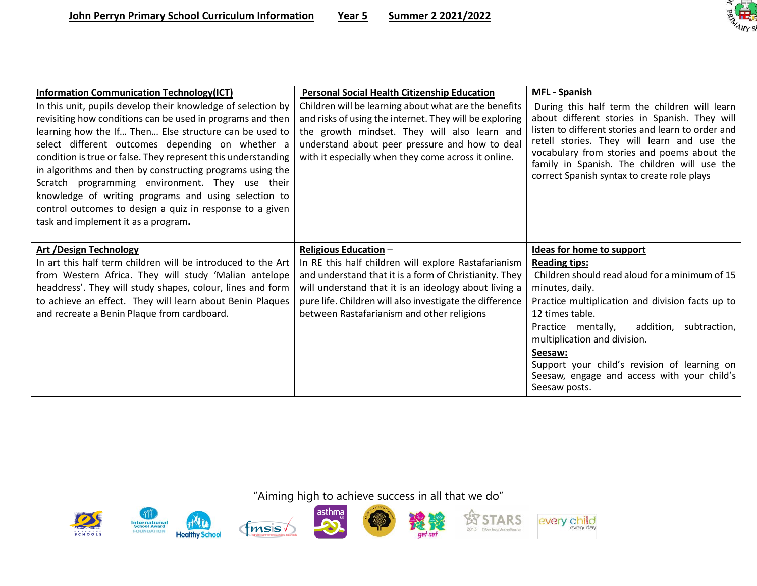**John Perryn Primary School Curriculum Information    Year 5    Summer 2 2021/2022**

| | | |
|---|---|---|
| **Information Communication Technology(ICT)**<br>In this unit, pupils develop their knowledge of selection by revisiting how conditions can be used in programs and then learning how the If… Then… Else structure can be used to select different outcomes depending on whether a condition is true or false. They represent this understanding in algorithms and then by constructing programs using the Scratch programming environment. They use their knowledge of writing programs and using selection to control outcomes to design a quiz in response to a given task and implement it as a program. | **Personal Social Health Citizenship Education**<br>Children will be learning about what are the benefits and risks of using the internet. They will be exploring the growth mindset. They will also learn and understand about peer pressure and how to deal with it especially when they come across it online. | **MFL - Spanish**<br>During this half term the children will learn about different stories in Spanish. They will listen to different stories and learn to order and retell stories. They will learn and use the vocabulary from stories and poems about the family in Spanish. The children will use the correct Spanish syntax to create role plays |
| **Art /Design Technology**<br>In art this half term children will be introduced to the Art from Western Africa. They will study 'Malian antelope headdress'. They will study shapes, colour, lines and form to achieve an effect. They will learn about Benin Plaques and recreate a Benin Plaque from cardboard. | **Religious Education** –<br>In RE this half children will explore Rastafarianism and understand that it is a form of Christianity. They will understand that it is an ideology about living a pure life. Children will also investigate the difference between Rastafarianism and other religions | **Ideas for home to support**<br>**Reading tips:**<br>Children should read aloud for a minimum of 15 minutes, daily.<br>Practice multiplication and division facts up to 12 times table.<br>Practice mentally, addition, subtraction, multiplication and division.<br>**Seesaw:**<br>Support your child's revision of learning on Seesaw, engage and access with your child's Seesaw posts. |

"Aiming high to achieve success in all that we do"